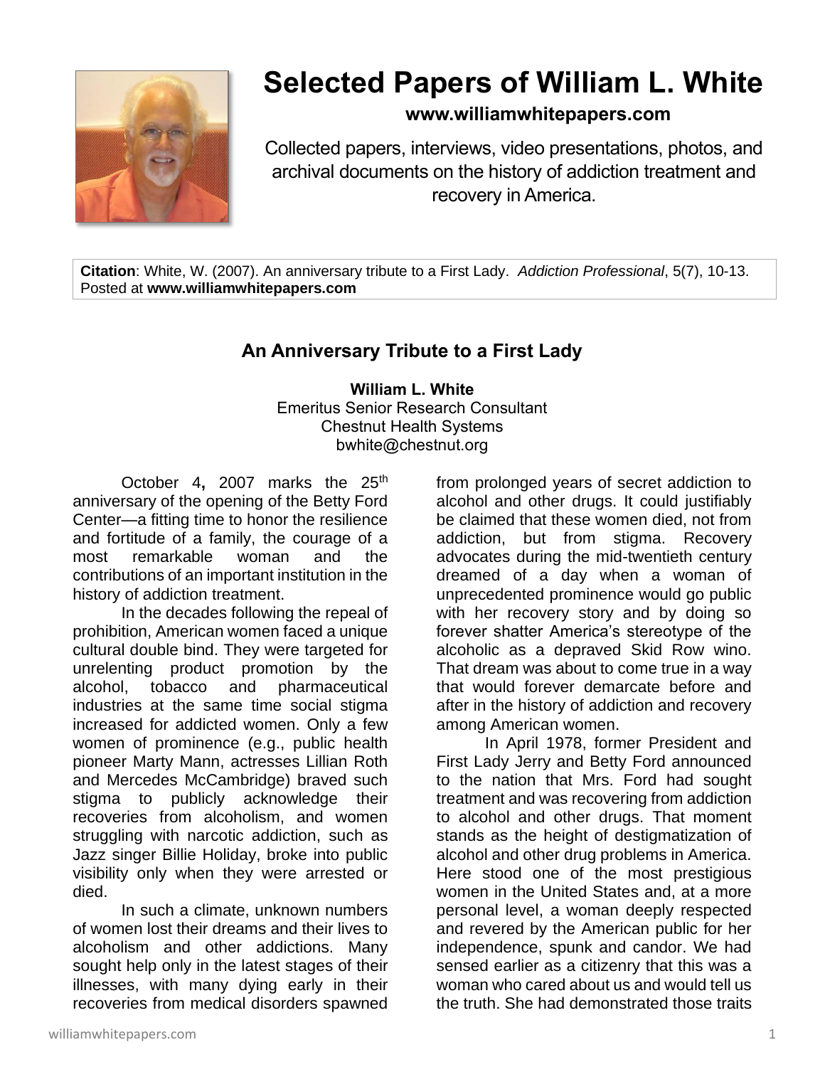# Selected Papers of William L. White

**www.williamwhitepapers.com**

Collected papers, interviews, video presentations, photos, and archival documents on the history of addiction treatment and recovery in America.

**Citation**: White, W. (2007). An anniversary tribute to a First Lady. *Addiction Professional*, 5(7), 10-13. Posted at **www.williamwhitepapers.com**

## An Anniversary Tribute to a First Lady

**William L. White**
Emeritus Senior Research Consultant
Chestnut Health Systems
bwhite@chestnut.org

October 4**,** 2007 marks the 25th anniversary of the opening of the Betty Ford Center—a fitting time to honor the resilience and fortitude of a family, the courage of a most remarkable woman and the contributions of an important institution in the history of addiction treatment.

In the decades following the repeal of prohibition, American women faced a unique cultural double bind. They were targeted for unrelenting product promotion by the alcohol, tobacco and pharmaceutical industries at the same time social stigma increased for addicted women. Only a few women of prominence (e.g., public health pioneer Marty Mann, actresses Lillian Roth and Mercedes McCambridge) braved such stigma to publicly acknowledge their recoveries from alcoholism, and women struggling with narcotic addiction, such as Jazz singer Billie Holiday, broke into public visibility only when they were arrested or died.

In such a climate, unknown numbers of women lost their dreams and their lives to alcoholism and other addictions. Many sought help only in the latest stages of their illnesses, with many dying early in their recoveries from medical disorders spawned from prolonged years of secret addiction to alcohol and other drugs. It could justifiably be claimed that these women died, not from addiction, but from stigma. Recovery advocates during the mid-twentieth century dreamed of a day when a woman of unprecedented prominence would go public with her recovery story and by doing so forever shatter America's stereotype of the alcoholic as a depraved Skid Row wino. That dream was about to come true in a way that would forever demarcate before and after in the history of addiction and recovery among American women.

In April 1978, former President and First Lady Jerry and Betty Ford announced to the nation that Mrs. Ford had sought treatment and was recovering from addiction to alcohol and other drugs. That moment stands as the height of destigmatization of alcohol and other drug problems in America. Here stood one of the most prestigious women in the United States and, at a more personal level, a woman deeply respected and revered by the American public for her independence, spunk and candor. We had sensed earlier as a citizenry that this was a woman who cared about us and would tell us the truth. She had demonstrated those traits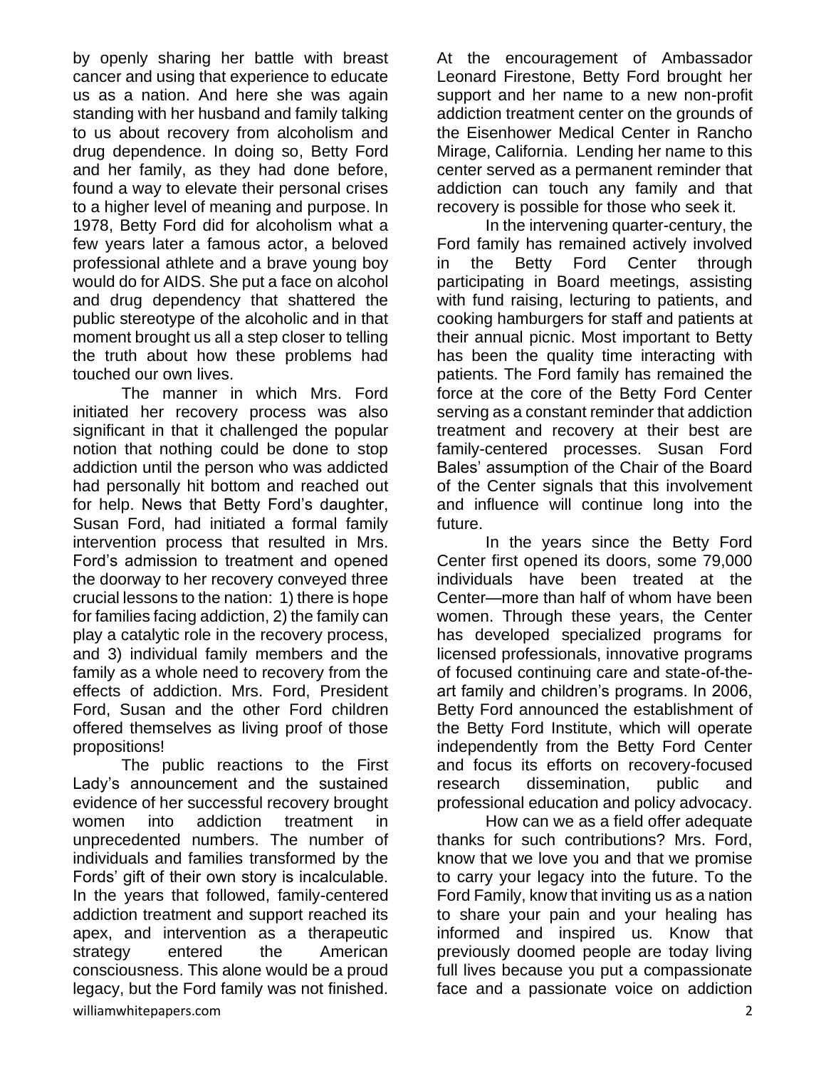by openly sharing her battle with breast cancer and using that experience to educate us as a nation. And here she was again standing with her husband and family talking to us about recovery from alcoholism and drug dependence. In doing so, Betty Ford and her family, as they had done before, found a way to elevate their personal crises to a higher level of meaning and purpose. In 1978, Betty Ford did for alcoholism what a few years later a famous actor, a beloved professional athlete and a brave young boy would do for AIDS. She put a face on alcohol and drug dependency that shattered the public stereotype of the alcoholic and in that moment brought us all a step closer to telling the truth about how these problems had touched our own lives.

The manner in which Mrs. Ford initiated her recovery process was also significant in that it challenged the popular notion that nothing could be done to stop addiction until the person who was addicted had personally hit bottom and reached out for help. News that Betty Ford's daughter, Susan Ford, had initiated a formal family intervention process that resulted in Mrs. Ford's admission to treatment and opened the doorway to her recovery conveyed three crucial lessons to the nation: 1) there is hope for families facing addiction, 2) the family can play a catalytic role in the recovery process, and 3) individual family members and the family as a whole need to recovery from the effects of addiction. Mrs. Ford, President Ford, Susan and the other Ford children offered themselves as living proof of those propositions!

The public reactions to the First Lady's announcement and the sustained evidence of her successful recovery brought women into addiction treatment in unprecedented numbers. The number of individuals and families transformed by the Fords' gift of their own story is incalculable. In the years that followed, family-centered addiction treatment and support reached its apex, and intervention as a therapeutic strategy entered the American consciousness. This alone would be a proud legacy, but the Ford family was not finished. At the encouragement of Ambassador Leonard Firestone, Betty Ford brought her support and her name to a new non-profit addiction treatment center on the grounds of the Eisenhower Medical Center in Rancho Mirage, California. Lending her name to this center served as a permanent reminder that addiction can touch any family and that recovery is possible for those who seek it.

In the intervening quarter-century, the Ford family has remained actively involved in the Betty Ford Center through participating in Board meetings, assisting with fund raising, lecturing to patients, and cooking hamburgers for staff and patients at their annual picnic. Most important to Betty has been the quality time interacting with patients. The Ford family has remained the force at the core of the Betty Ford Center serving as a constant reminder that addiction treatment and recovery at their best are family-centered processes. Susan Ford Bales' assumption of the Chair of the Board of the Center signals that this involvement and influence will continue long into the future.

In the years since the Betty Ford Center first opened its doors, some 79,000 individuals have been treated at the Center—more than half of whom have been women. Through these years, the Center has developed specialized programs for licensed professionals, innovative programs of focused continuing care and state-of-the-art family and children's programs. In 2006, Betty Ford announced the establishment of the Betty Ford Institute, which will operate independently from the Betty Ford Center and focus its efforts on recovery-focused research dissemination, public and professional education and policy advocacy.

How can we as a field offer adequate thanks for such contributions? Mrs. Ford, know that we love you and that we promise to carry your legacy into the future. To the Ford Family, know that inviting us as a nation to share your pain and your healing has informed and inspired us. Know that previously doomed people are today living full lives because you put a compassionate face and a passionate voice on addiction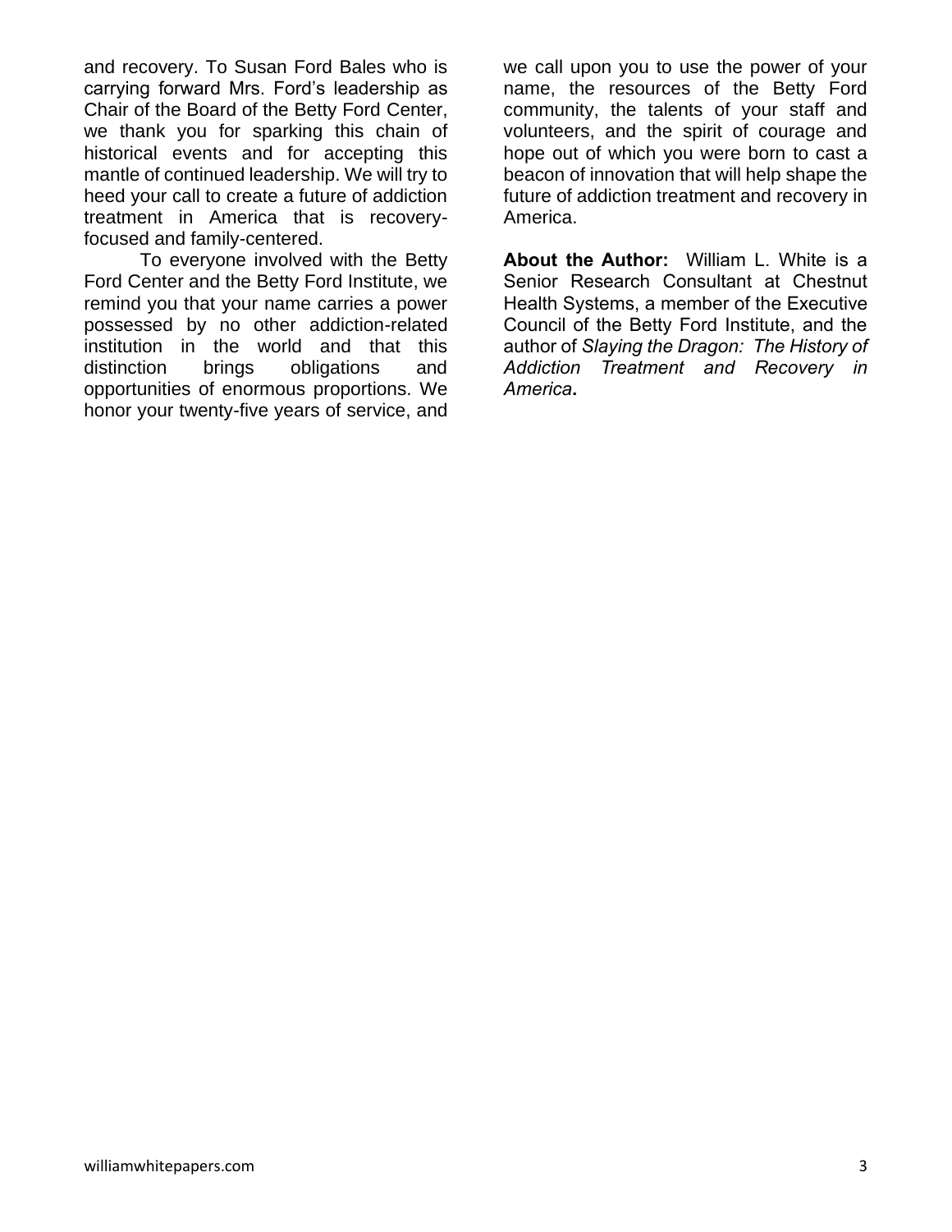and recovery. To Susan Ford Bales who is carrying forward Mrs. Ford's leadership as Chair of the Board of the Betty Ford Center, we thank you for sparking this chain of historical events and for accepting this mantle of continued leadership. We will try to heed your call to create a future of addiction treatment in America that is recovery-focused and family-centered.

To everyone involved with the Betty Ford Center and the Betty Ford Institute, we remind you that your name carries a power possessed by no other addiction-related institution in the world and that this distinction brings obligations and opportunities of enormous proportions. We honor your twenty-five years of service, and we call upon you to use the power of your name, the resources of the Betty Ford community, the talents of your staff and volunteers, and the spirit of courage and hope out of which you were born to cast a beacon of innovation that will help shape the future of addiction treatment and recovery in America.

**About the Author:** William L. White is a Senior Research Consultant at Chestnut Health Systems, a member of the Executive Council of the Betty Ford Institute, and the author of *Slaying the Dragon: The History of Addiction Treatment and Recovery in America***.**